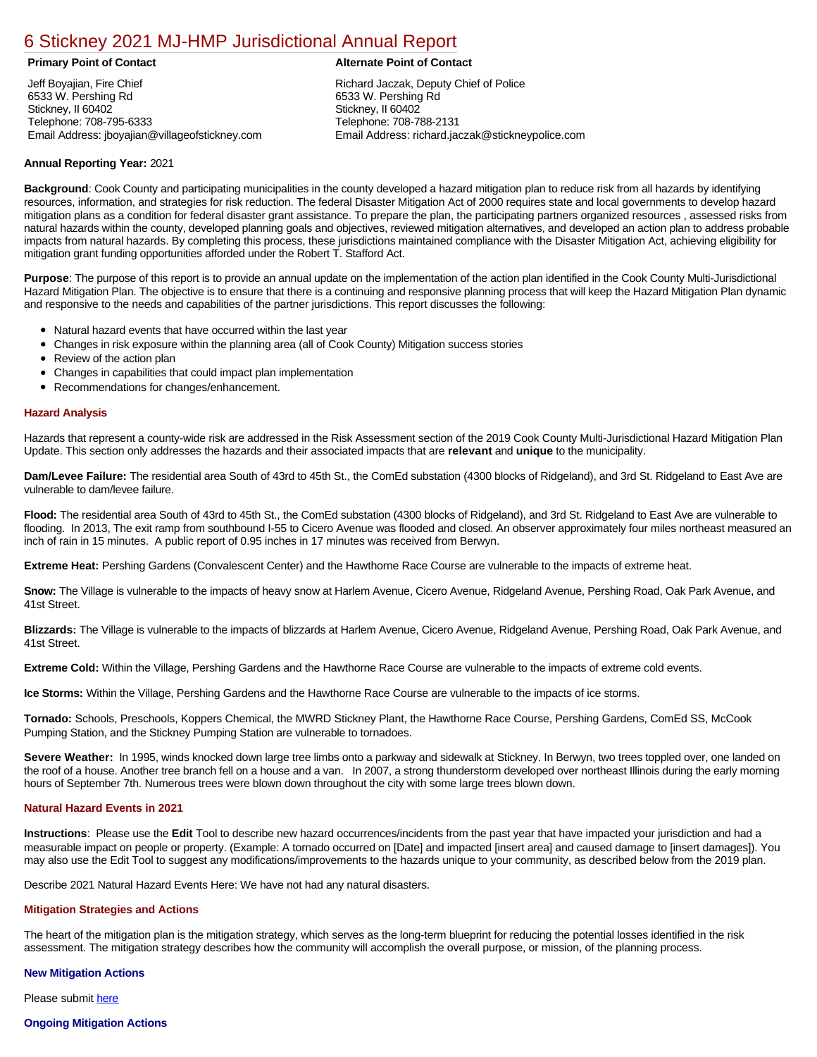# 6 Stickney 2021 MJ-HMP Jurisdictional Annual Report

**Primary Point of Contact**

Jeff Boyajian, Fire Chief
6533 W. Pershing Rd
Stickney, Il 60402
Telephone: 708-795-6333
Email Address: jboyajian@villageofstickney.com

**Alternate Point of Contact**

Richard Jaczak, Deputy Chief of Police
6533 W. Pershing Rd
Stickney, Il 60402
Telephone: 708-788-2131
Email Address: richard.jaczak@stickneypolice.com

**Annual Reporting Year:** 2021

**Background**: Cook County and participating municipalities in the county developed a hazard mitigation plan to reduce risk from all hazards by identifying resources, information, and strategies for risk reduction. The federal Disaster Mitigation Act of 2000 requires state and local governments to develop hazard mitigation plans as a condition for federal disaster grant assistance. To prepare the plan, the participating partners organized resources , assessed risks from natural hazards within the county, developed planning goals and objectives, reviewed mitigation alternatives, and developed an action plan to address probable impacts from natural hazards. By completing this process, these jurisdictions maintained compliance with the Disaster Mitigation Act, achieving eligibility for mitigation grant funding opportunities afforded under the Robert T. Stafford Act.

**Purpose**: The purpose of this report is to provide an annual update on the implementation of the action plan identified in the Cook County Multi-Jurisdictional Hazard Mitigation Plan. The objective is to ensure that there is a continuing and responsive planning process that will keep the Hazard Mitigation Plan dynamic and responsive to the needs and capabilities of the partner jurisdictions. This report discusses the following:

- Natural hazard events that have occurred within the last year
- Changes in risk exposure within the planning area (all of Cook County) Mitigation success stories
- Review of the action plan
- Changes in capabilities that could impact plan implementation
- Recommendations for changes/enhancement.

## Hazard Analysis

Hazards that represent a county-wide risk are addressed in the Risk Assessment section of the 2019 Cook County Multi-Jurisdictional Hazard Mitigation Plan Update. This section only addresses the hazards and their associated impacts that are **relevant** and **unique** to the municipality.

**Dam/Levee Failure:** The residential area South of 43rd to 45th St., the ComEd substation (4300 blocks of Ridgeland), and 3rd St. Ridgeland to East Ave are vulnerable to dam/levee failure.

**Flood:** The residential area South of 43rd to 45th St., the ComEd substation (4300 blocks of Ridgeland), and 3rd St. Ridgeland to East Ave are vulnerable to flooding. In 2013, The exit ramp from southbound I-55 to Cicero Avenue was flooded and closed. An observer approximately four miles northeast measured an inch of rain in 15 minutes. A public report of 0.95 inches in 17 minutes was received from Berwyn.

**Extreme Heat:** Pershing Gardens (Convalescent Center) and the Hawthorne Race Course are vulnerable to the impacts of extreme heat.

**Snow:** The Village is vulnerable to the impacts of heavy snow at Harlem Avenue, Cicero Avenue, Ridgeland Avenue, Pershing Road, Oak Park Avenue, and 41st Street.

**Blizzards:** The Village is vulnerable to the impacts of blizzards at Harlem Avenue, Cicero Avenue, Ridgeland Avenue, Pershing Road, Oak Park Avenue, and 41st Street.

**Extreme Cold:** Within the Village, Pershing Gardens and the Hawthorne Race Course are vulnerable to the impacts of extreme cold events.

**Ice Storms:** Within the Village, Pershing Gardens and the Hawthorne Race Course are vulnerable to the impacts of ice storms.

**Tornado:** Schools, Preschools, Koppers Chemical, the MWRD Stickney Plant, the Hawthorne Race Course, Pershing Gardens, ComEd SS, McCook Pumping Station, and the Stickney Pumping Station are vulnerable to tornadoes.

**Severe Weather:** In 1995, winds knocked down large tree limbs onto a parkway and sidewalk at Stickney. In Berwyn, two trees toppled over, one landed on the roof of a house. Another tree branch fell on a house and a van. In 2007, a strong thunderstorm developed over northeast Illinois during the early morning hours of September 7th. Numerous trees were blown down throughout the city with some large trees blown down.

## Natural Hazard Events in 2021

**Instructions**: Please use the **Edit** Tool to describe new hazard occurrences/incidents from the past year that have impacted your jurisdiction and had a measurable impact on people or property. (Example: A tornado occurred on [Date] and impacted [insert area] and caused damage to [insert damages]). You may also use the Edit Tool to suggest any modifications/improvements to the hazards unique to your community, as described below from the 2019 plan.

Describe 2021 Natural Hazard Events Here: We have not had any natural disasters.

## Mitigation Strategies and Actions

The heart of the mitigation plan is the mitigation strategy, which serves as the long-term blueprint for reducing the potential losses identified in the risk assessment. The mitigation strategy describes how the community will accomplish the overall purpose, or mission, of the planning process.

### New Mitigation Actions

Please submit here

### Ongoing Mitigation Actions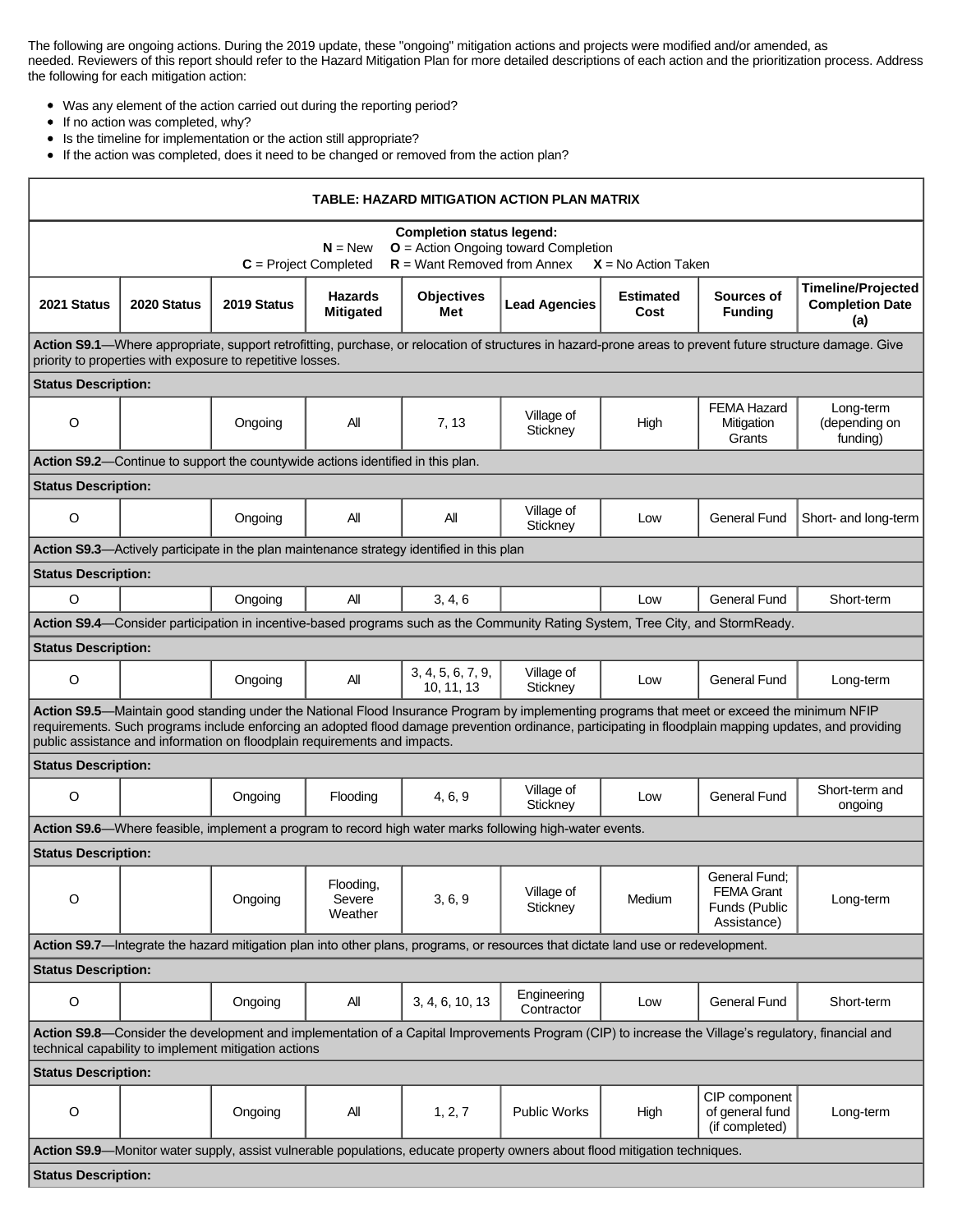The following are ongoing actions. During the 2019 update, these "ongoing" mitigation actions and projects were modified and/or amended, as needed. Reviewers of this report should refer to the Hazard Mitigation Plan for more detailed descriptions of each action and the prioritization process. Address the following for each mitigation action:

- Was any element of the action carried out during the reporting period?
- If no action was completed, why?
- Is the timeline for implementation or the action still appropriate?
- If the action was completed, does it need to be changed or removed from the action plan?

**TABLE: HAZARD MITIGATION ACTION PLAN MATRIX**

**Completion status legend:**
**N** = New **O** = Action Ongoing toward Completion
**C** = Project Completed **R** = Want Removed from Annex **X** = No Action Taken

| 2021 Status | 2020 Status | 2019 Status | Hazards Mitigated | Objectives Met | Lead Agencies | Estimated Cost | Sources of Funding | Timeline/Projected Completion Date (a) |
|---|---|---|---|---|---|---|---|---|
| **Action S9.1**—Where appropriate, support retrofitting, purchase, or relocation of structures in hazard-prone areas to prevent future structure damage. Give priority to properties with exposure to repetitive losses. | | | | | | | | |
| **Status Description:** | | | | | | | | |
| O | | Ongoing | All | 7, 13 | Village of Stickney | High | FEMA Hazard Mitigation Grants | Long-term (depending on funding) |
| **Action S9.2**—Continue to support the countywide actions identified in this plan. | | | | | | | | |
| **Status Description:** | | | | | | | | |
| O | | Ongoing | All | All | Village of Stickney | Low | General Fund | Short- and long-term |
| **Action S9.3**—Actively participate in the plan maintenance strategy identified in this plan | | | | | | | | |
| **Status Description:** | | | | | | | | |
| O | | Ongoing | All | 3, 4, 6 | | Low | General Fund | Short-term |
| **Action S9.4**—Consider participation in incentive-based programs such as the Community Rating System, Tree City, and StormReady. | | | | | | | | |
| **Status Description:** | | | | | | | | |
| O | | Ongoing | All | 3, 4, 5, 6, 7, 9, 10, 11, 13 | Village of Stickney | Low | General Fund | Long-term |
| **Action S9.5**—Maintain good standing under the National Flood Insurance Program by implementing programs that meet or exceed the minimum NFIP requirements. Such programs include enforcing an adopted flood damage prevention ordinance, participating in floodplain mapping updates, and providing public assistance and information on floodplain requirements and impacts. | | | | | | | | |
| **Status Description:** | | | | | | | | |
| O | | Ongoing | Flooding | 4, 6, 9 | Village of Stickney | Low | General Fund | Short-term and ongoing |
| **Action S9.6**—Where feasible, implement a program to record high water marks following high-water events. | | | | | | | | |
| **Status Description:** | | | | | | | | |
| O | | Ongoing | Flooding, Severe Weather | 3, 6, 9 | Village of Stickney | Medium | General Fund; FEMA Grant Funds (Public Assistance) | Long-term |
| **Action S9.7**—Integrate the hazard mitigation plan into other plans, programs, or resources that dictate land use or redevelopment. | | | | | | | | |
| **Status Description:** | | | | | | | | |
| O | | Ongoing | All | 3, 4, 6, 10, 13 | Engineering Contractor | Low | General Fund | Short-term |
| **Action S9.8**—Consider the development and implementation of a Capital Improvements Program (CIP) to increase the Village's regulatory, financial and technical capability to implement mitigation actions | | | | | | | | |
| **Status Description:** | | | | | | | | |
| O | | Ongoing | All | 1, 2, 7 | Public Works | High | CIP component of general fund (if completed) | Long-term |
| **Action S9.9**—Monitor water supply, assist vulnerable populations, educate property owners about flood mitigation techniques. | | | | | | | | |
| **Status Description:** | | | | | | | | |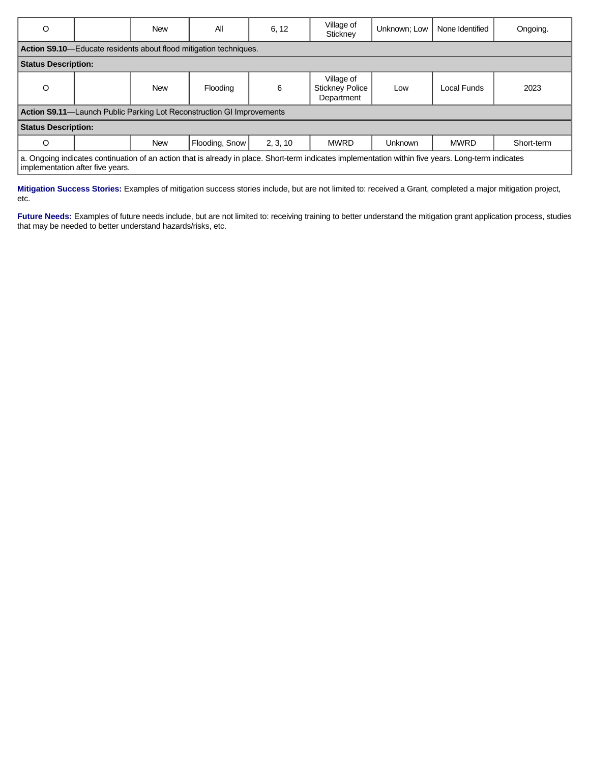| | | | | | | | | |
|---|---|---|---|---|---|---|---|---|
| O | | New | All | 6, 12 | Village of Stickney | Unknown; Low | None Identified | Ongoing. |
| **Action S9.10**—Educate residents about flood mitigation techniques. | | | | | | | | |
| **Status Description:** | | | | | | | | |
| O | | New | Flooding | 6 | Village of Stickney Police Department | Low | Local Funds | 2023 |
| **Action S9.11**—Launch Public Parking Lot Reconstruction GI Improvements | | | | | | | | |
| **Status Description:** | | | | | | | | |
| O | | New | Flooding, Snow | 2, 3, 10 | MWRD | Unknown | MWRD | Short-term |
| a. Ongoing indicates continuation of an action that is already in place. Short-term indicates implementation within five years. Long-term indicates implementation after five years. | | | | | | | | |

**Mitigation Success Stories:** Examples of mitigation success stories include, but are not limited to: received a Grant, completed a major mitigation project, etc.

**Future Needs:** Examples of future needs include, but are not limited to: receiving training to better understand the mitigation grant application process, studies that may be needed to better understand hazards/risks, etc.